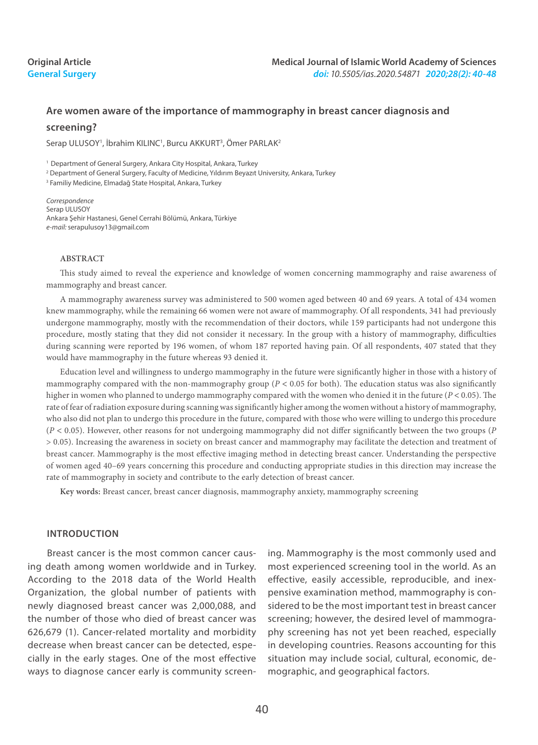Original Article
General Surgery

# Are women aware of the importance of mammography in breast cancer diagnosis and screening?

Serap ULUSOY[1], İbrahim KILINC[1], Burcu AKKURT[3], Ömer PARLAK[2]

[1] Department of General Surgery, Ankara City Hospital, Ankara, Turkey
[2] Department of General Surgery, Faculty of Medicine, Yıldırım Beyazıt University, Ankara, Turkey
[3] Familiy Medicine, Elmadağ State Hospital, Ankara, Turkey

*Correspondence*
Serap ULUSOY
Ankara Şehir Hastanesi, Genel Cerrahi Bölümü, Ankara, Türkiye
*e-mail:* serapulusoy13@gmail.com

## ABSTRACT

This study aimed to reveal the experience and knowledge of women concerning mammography and raise awareness of mammography and breast cancer.

A mammography awareness survey was administered to 500 women aged between 40 and 69 years. A total of 434 women knew mammography, while the remaining 66 women were not aware of mammography. Of all respondents, 341 had previously undergone mammography, mostly with the recommendation of their doctors, while 159 participants had not undergone this procedure, mostly stating that they did not consider it necessary. In the group with a history of mammography, difficulties during scanning were reported by 196 women, of whom 187 reported having pain. Of all respondents, 407 stated that they would have mammography in the future whereas 93 denied it.

Education level and willingness to undergo mammography in the future were significantly higher in those with a history of mammography compared with the non-mammography group ($P < 0.05$ for both). The education status was also significantly higher in women who planned to undergo mammography compared with the women who denied it in the future ($P < 0.05$). The rate of fear of radiation exposure during scanning was significantly higher among the women without a history of mammography, who also did not plan to undergo this procedure in the future, compared with those who were willing to undergo this procedure ($P < 0.05$). However, other reasons for not undergoing mammography did not differ significantly between the two groups ($P > 0.05$). Increasing the awareness in society on breast cancer and mammography may facilitate the detection and treatment of breast cancer. Mammography is the most effective imaging method in detecting breast cancer. Understanding the perspective of women aged 40–69 years concerning this procedure and conducting appropriate studies in this direction may increase the rate of mammography in society and contribute to the early detection of breast cancer.

**Key words:** Breast cancer, breast cancer diagnosis, mammography anxiety, mammography screening

## INTRODUCTION

Breast cancer is the most common cancer causing death among women worldwide and in Turkey. According to the 2018 data of the World Health Organization, the global number of patients with newly diagnosed breast cancer was 2,000,088, and the number of those who died of breast cancer was 626,679 (1). Cancer-related mortality and morbidity decrease when breast cancer can be detected, especially in the early stages. One of the most effective ways to diagnose cancer early is community screening. Mammography is the most commonly used and most experienced screening tool in the world. As an effective, easily accessible, reproducible, and inexpensive examination method, mammography is considered to be the most important test in breast cancer screening; however, the desired level of mammography screening has not yet been reached, especially in developing countries. Reasons accounting for this situation may include social, cultural, economic, demographic, and geographical factors.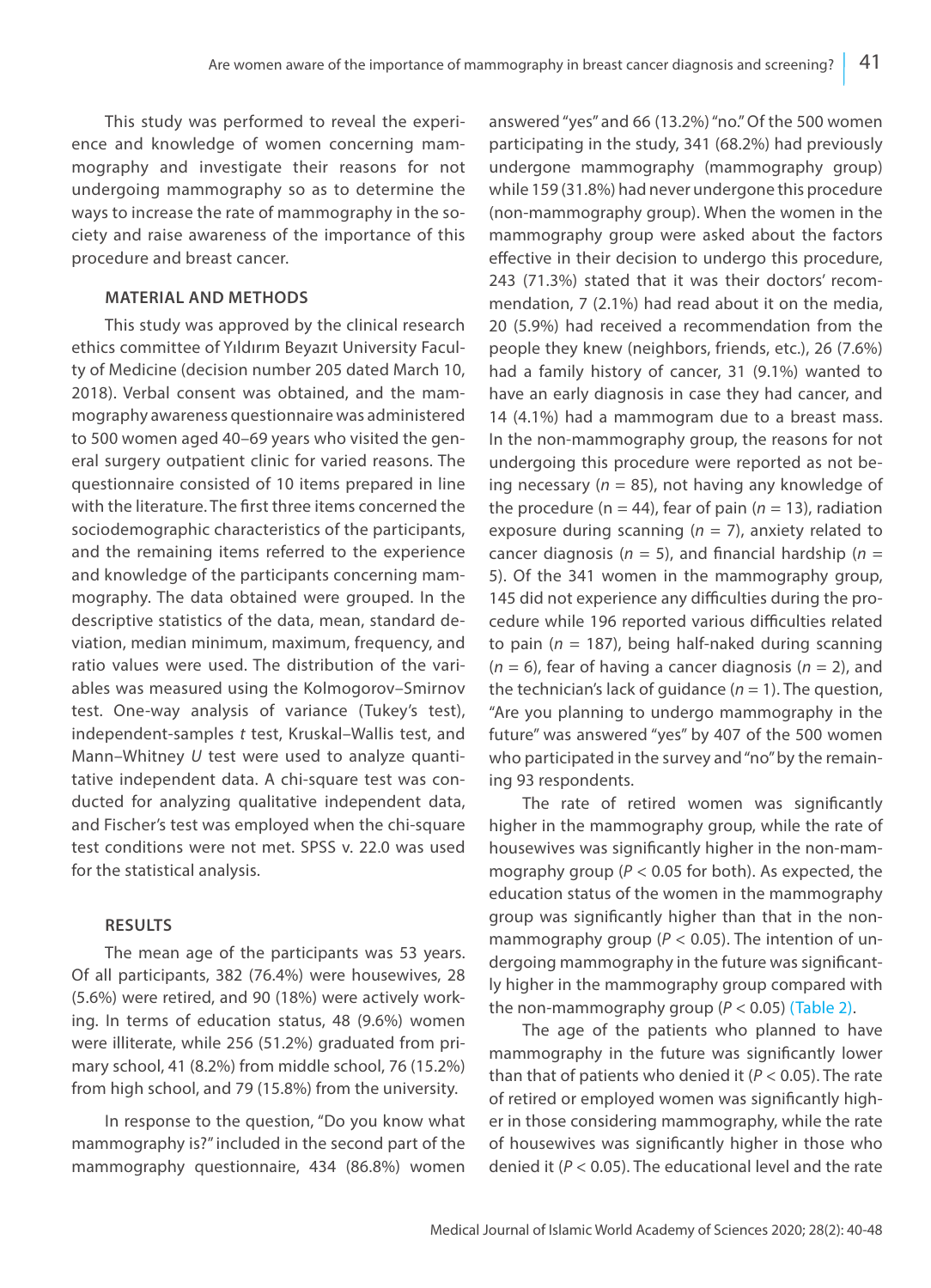This study was performed to reveal the experience and knowledge of women concerning mammography and investigate their reasons for not undergoing mammography so as to determine the ways to increase the rate of mammography in the society and raise awareness of the importance of this procedure and breast cancer.

## MATERIAL AND METHODS

This study was approved by the clinical research ethics committee of Yıldırım Beyazıt University Faculty of Medicine (decision number 205 dated March 10, 2018). Verbal consent was obtained, and the mammography awareness questionnaire was administered to 500 women aged 40–69 years who visited the general surgery outpatient clinic for varied reasons. The questionnaire consisted of 10 items prepared in line with the literature. The first three items concerned the sociodemographic characteristics of the participants, and the remaining items referred to the experience and knowledge of the participants concerning mammography. The data obtained were grouped. In the descriptive statistics of the data, mean, standard deviation, median minimum, maximum, frequency, and ratio values were used. The distribution of the variables was measured using the Kolmogorov–Smirnov test. One-way analysis of variance (Tukey's test), independent-samples *t* test, Kruskal–Wallis test, and Mann–Whitney *U* test were used to analyze quantitative independent data. A chi-square test was conducted for analyzing qualitative independent data, and Fischer's test was employed when the chi-square test conditions were not met. SPSS v. 22.0 was used for the statistical analysis.

## RESULTS

The mean age of the participants was 53 years. Of all participants, 382 (76.4%) were housewives, 28 (5.6%) were retired, and 90 (18%) were actively working. In terms of education status, 48 (9.6%) women were illiterate, while 256 (51.2%) graduated from primary school, 41 (8.2%) from middle school, 76 (15.2%) from high school, and 79 (15.8%) from the university.

In response to the question, "Do you know what mammography is?" included in the second part of the mammography questionnaire, 434 (86.8%) women answered "yes" and 66 (13.2%) "no." Of the 500 women participating in the study, 341 (68.2%) had previously undergone mammography (mammography group) while 159 (31.8%) had never undergone this procedure (non-mammography group). When the women in the mammography group were asked about the factors effective in their decision to undergo this procedure, 243 (71.3%) stated that it was their doctors' recommendation, 7 (2.1%) had read about it on the media, 20 (5.9%) had received a recommendation from the people they knew (neighbors, friends, etc.), 26 (7.6%) had a family history of cancer, 31 (9.1%) wanted to have an early diagnosis in case they had cancer, and 14 (4.1%) had a mammogram due to a breast mass. In the non-mammography group, the reasons for not undergoing this procedure were reported as not being necessary ($n = 85$), not having any knowledge of the procedure ($n = 44$), fear of pain ($n = 13$), radiation exposure during scanning ($n = 7$), anxiety related to cancer diagnosis ($n = 5$), and financial hardship ($n = 5$). Of the 341 women in the mammography group, 145 did not experience any difficulties during the procedure while 196 reported various difficulties related to pain ($n = 187$), being half-naked during scanning ($n = 6$), fear of having a cancer diagnosis ($n = 2$), and the technician's lack of guidance ($n = 1$). The question, "Are you planning to undergo mammography in the future" was answered "yes" by 407 of the 500 women who participated in the survey and "no" by the remaining 93 respondents.

The rate of retired women was significantly higher in the mammography group, while the rate of housewives was significantly higher in the non-mammography group ($P < 0.05$ for both). As expected, the education status of the women in the mammography group was significantly higher than that in the non-mammography group ($P < 0.05$). The intention of undergoing mammography in the future was significantly higher in the mammography group compared with the non-mammography group ($P < 0.05$) (Table 2).

The age of the patients who planned to have mammography in the future was significantly lower than that of patients who denied it ($P < 0.05$). The rate of retired or employed women was significantly higher in those considering mammography, while the rate of housewives was significantly higher in those who denied it ($P < 0.05$). The educational level and the rate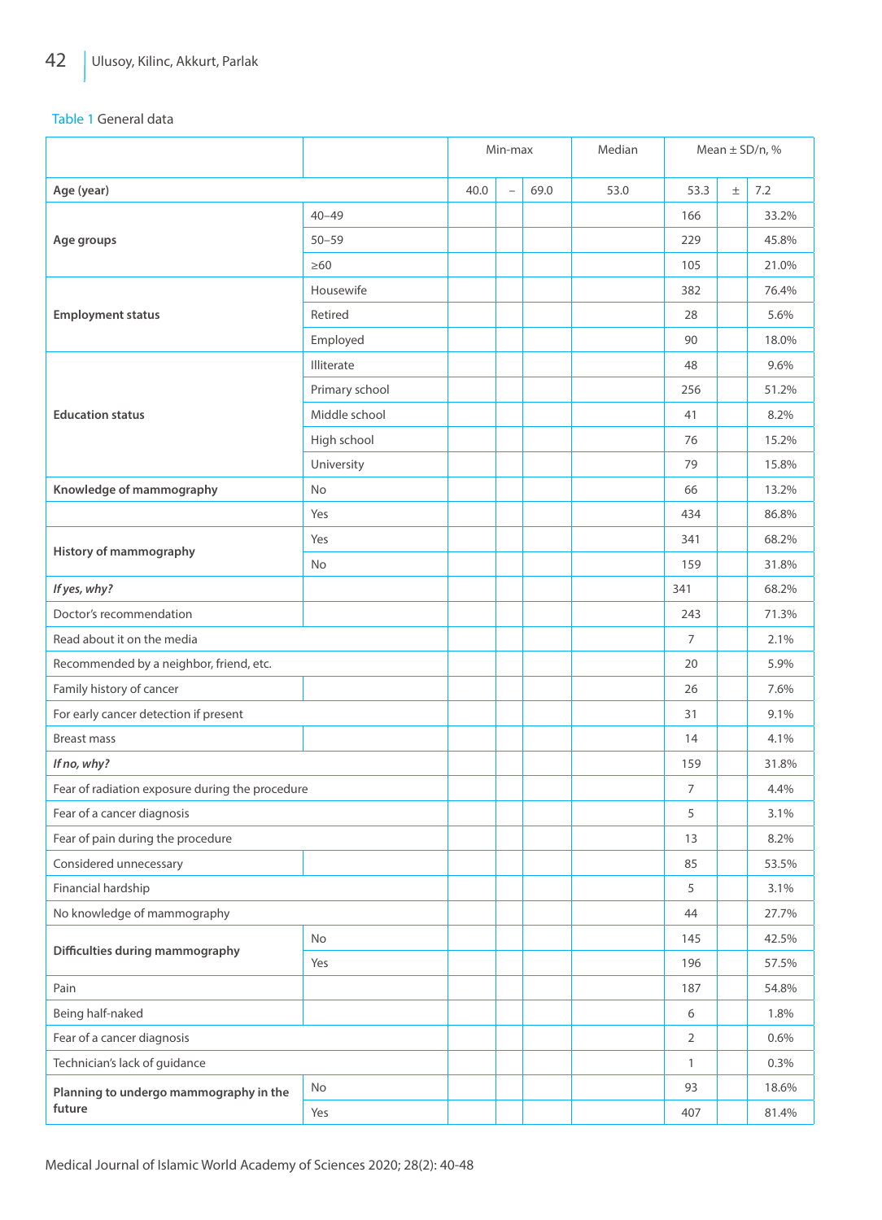Table 1 General data

| | | Min-max | | | Median | Mean ± SD/n, % | | |
|---|---|---|---|---|---|---|---|---|
| **Age (year)** | | 40.0 | – | 69.0 | 53.0 | 53.3 | ± | 7.2 |
| **Age groups** | 40–49 | | | | | 166 | | 33.2% |
| | 50–59 | | | | | 229 | | 45.8% |
| | ≥60 | | | | | 105 | | 21.0% |
| **Employment status** | Housewife | | | | | 382 | | 76.4% |
| | Retired | | | | | 28 | | 5.6% |
| | Employed | | | | | 90 | | 18.0% |
| **Education status** | Illiterate | | | | | 48 | | 9.6% |
| | Primary school | | | | | 256 | | 51.2% |
| | Middle school | | | | | 41 | | 8.2% |
| | High school | | | | | 76 | | 15.2% |
| | University | | | | | 79 | | 15.8% |
| **Knowledge of mammography** | No | | | | | 66 | | 13.2% |
| | Yes | | | | | 434 | | 86.8% |
| **History of mammography** | Yes | | | | | 341 | | 68.2% |
| | No | | | | | 159 | | 31.8% |
| ***If yes, why?*** | | | | | | 341 | | 68.2% |
| Doctor's recommendation | | | | | | 243 | | 71.3% |
| Read about it on the media | | | | | | 7 | | 2.1% |
| Recommended by a neighbor, friend, etc. | | | | | | 20 | | 5.9% |
| Family history of cancer | | | | | | 26 | | 7.6% |
| For early cancer detection if present | | | | | | 31 | | 9.1% |
| Breast mass | | | | | | 14 | | 4.1% |
| ***If no, why?*** | | | | | | 159 | | 31.8% |
| Fear of radiation exposure during the procedure | | | | | | 7 | | 4.4% |
| Fear of a cancer diagnosis | | | | | | 5 | | 3.1% |
| Fear of pain during the procedure | | | | | | 13 | | 8.2% |
| Considered unnecessary | | | | | | 85 | | 53.5% |
| Financial hardship | | | | | | 5 | | 3.1% |
| No knowledge of mammography | | | | | | 44 | | 27.7% |
| **Difficulties during mammography** | No | | | | | 145 | | 42.5% |
| | Yes | | | | | 196 | | 57.5% |
| Pain | | | | | | 187 | | 54.8% |
| Being half-naked | | | | | | 6 | | 1.8% |
| Fear of a cancer diagnosis | | | | | | 2 | | 0.6% |
| Technician's lack of guidance | | | | | | 1 | | 0.3% |
| **Planning to undergo mammography in the future** | No | | | | | 93 | | 18.6% |
| | Yes | | | | | 407 | | 81.4% |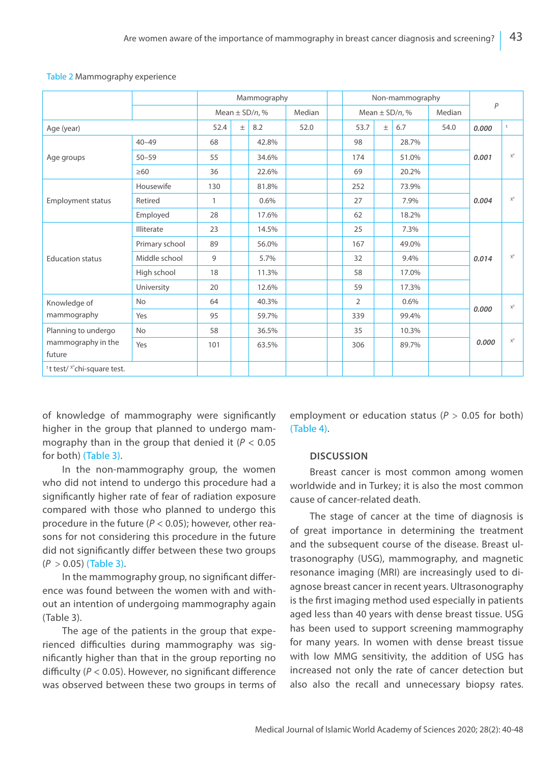Table 2 Mammography experience

| | | Mammography | | | | Non-mammography | | | | *P* | |
|---|---|---|---|---|---|---|---|---|---|---|---|
| | | Mean ± SD/*n*, % | | | Median | Mean ± SD/*n*, % | | | Median | | |
| Age (year) | | 52.4 | ± | 8.2 | 52.0 | 53.7 | ± | 6.7 | 54.0 | **0.000** | t |
| Age groups | 40–49 | 68 | | 42.8% | | 98 | | 28.7% | | **0.001** | $x^2$ |
| | 50–59 | 55 | | 34.6% | | 174 | | 51.0% | | | |
| | ≥60 | 36 | | 22.6% | | 69 | | 20.2% | | | |
| Employment status | Housewife | 130 | | 81.8% | | 252 | | 73.9% | | **0.004** | $x^2$ |
| | Retired | 1 | | 0.6% | | 27 | | 7.9% | | | |
| | Employed | 28 | | 17.6% | | 62 | | 18.2% | | | |
| Education status | Illiterate | 23 | | 14.5% | | 25 | | 7.3% | | **0.014** | $x^2$ |
| | Primary school | 89 | | 56.0% | | 167 | | 49.0% | | | |
| | Middle school | 9 | | 5.7% | | 32 | | 9.4% | | | |
| | High school | 18 | | 11.3% | | 58 | | 17.0% | | | |
| | University | 20 | | 12.6% | | 59 | | 17.3% | | | |
| Knowledge of mammography | No | 64 | | 40.3% | | 2 | | 0.6% | | **0.000** | $x^2$ |
| | Yes | 95 | | 59.7% | | 339 | | 99.4% | | | |
| Planning to undergo mammography in the future | No | 58 | | 36.5% | | 35 | | 10.3% | | **0.000** | $x^2$ |
| | Yes | 101 | | 63.5% | | 306 | | 89.7% | | | |

[t] t test/ [x²] chi-square test.

of knowledge of mammography were significantly higher in the group that planned to undergo mammography than in the group that denied it (*P* < 0.05 for both) (Table 3).

In the non-mammography group, the women who did not intend to undergo this procedure had a significantly higher rate of fear of radiation exposure compared with those who planned to undergo this procedure in the future (*P* < 0.05); however, other reasons for not considering this procedure in the future did not significantly differ between these two groups (*P* > 0.05) (Table 3).

In the mammography group, no significant difference was found between the women with and without an intention of undergoing mammography again (Table 3).

The age of the patients in the group that experienced difficulties during mammography was significantly higher than that in the group reporting no difficulty (*P* < 0.05). However, no significant difference was observed between these two groups in terms of employment or education status (*P* > 0.05 for both) (Table 4).

## DISCUSSION

Breast cancer is most common among women worldwide and in Turkey; it is also the most common cause of cancer-related death.

The stage of cancer at the time of diagnosis is of great importance in determining the treatment and the subsequent course of the disease. Breast ultrasonography (USG), mammography, and magnetic resonance imaging (MRI) are increasingly used to diagnose breast cancer in recent years. Ultrasonography is the first imaging method used especially in patients aged less than 40 years with dense breast tissue. USG has been used to support screening mammography for many years. In women with dense breast tissue with low MMG sensitivity, the addition of USG has increased not only the rate of cancer detection but also also the recall and unnecessary biopsy rates.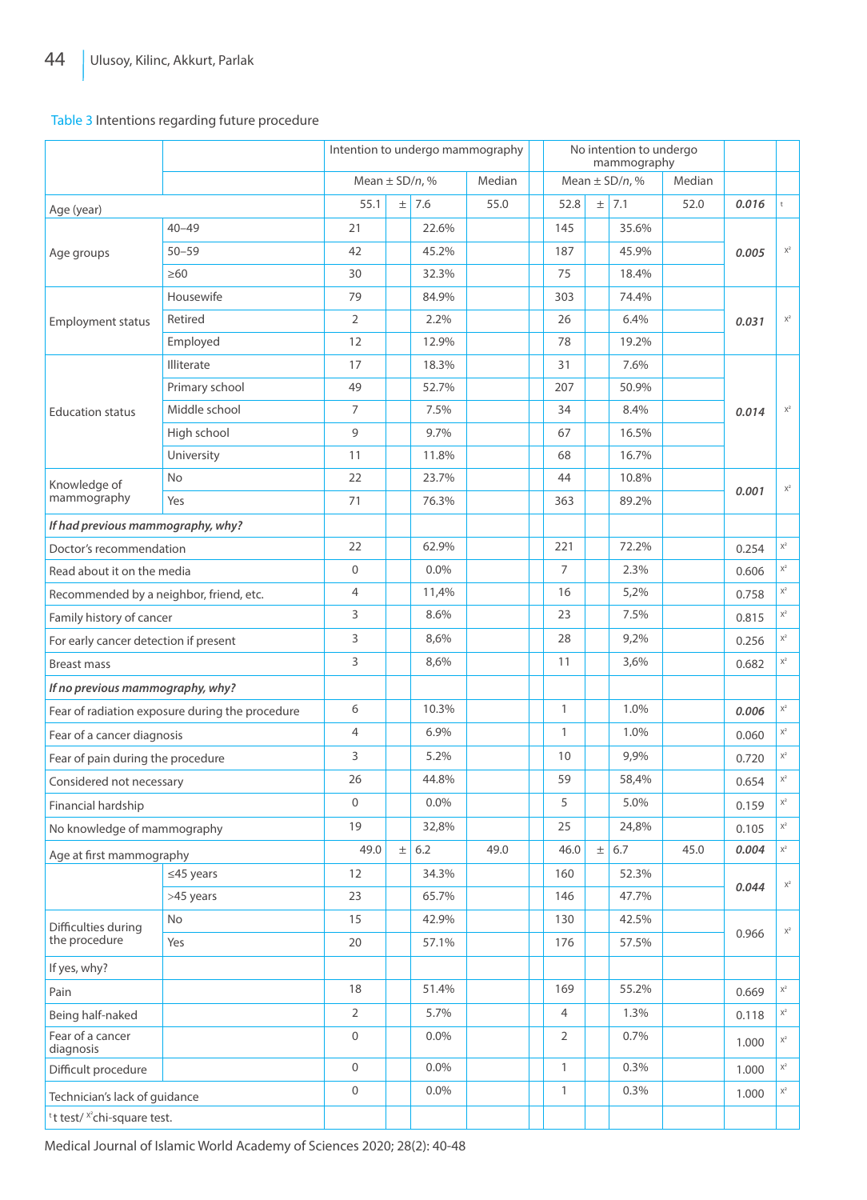Table 3 Intentions regarding future procedure

| | | Intention to undergo mammography | | | | No intention to undergo mammography | | | | | |
|---|---|---|---|---|---|---|---|---|---|---|---|
| | | Mean ± SD/n, % | | | Median | Mean ± SD/n, % | | | Median | | |
| Age (year) | | 55.1 | ± | 7.6 | 55.0 | 52.8 | ± | 7.1 | 52.0 | ***0.016*** | t |
| Age groups | 40–49 | 21 | | 22.6% | | 145 | | 35.6% | | ***0.005*** | $x^2$ |
| | 50–59 | 42 | | 45.2% | | 187 | | 45.9% | | | |
| | ≥60 | 30 | | 32.3% | | 75 | | 18.4% | | | |
| Employment status | Housewife | 79 | | 84.9% | | 303 | | 74.4% | | ***0.031*** | $x^2$ |
| | Retired | 2 | | 2.2% | | 26 | | 6.4% | | | |
| | Employed | 12 | | 12.9% | | 78 | | 19.2% | | | |
| Education status | Illiterate | 17 | | 18.3% | | 31 | | 7.6% | | ***0.014*** | $x^2$ |
| | Primary school | 49 | | 52.7% | | 207 | | 50.9% | | | |
| | Middle school | 7 | | 7.5% | | 34 | | 8.4% | | | |
| | High school | 9 | | 9.7% | | 67 | | 16.5% | | | |
| | University | 11 | | 11.8% | | 68 | | 16.7% | | | |
| Knowledge of mammography | No | 22 | | 23.7% | | 44 | | 10.8% | | ***0.001*** | $x^2$ |
| | Yes | 71 | | 76.3% | | 363 | | 89.2% | | | |
| ***If had previous mammography, why?*** | | | | | | | | | | | |
| Doctor's recommendation | | 22 | | 62.9% | | 221 | | 72.2% | | 0.254 | $x^2$ |
| Read about it on the media | | 0 | | 0.0% | | 7 | | 2.3% | | 0.606 | $x^2$ |
| Recommended by a neighbor, friend, etc. | | 4 | | 11,4% | | 16 | | 5,2% | | 0.758 | $x^2$ |
| Family history of cancer | | 3 | | 8.6% | | 23 | | 7.5% | | 0.815 | $x^2$ |
| For early cancer detection if present | | 3 | | 8,6% | | 28 | | 9,2% | | 0.256 | $x^2$ |
| Breast mass | | 3 | | 8,6% | | 11 | | 3,6% | | 0.682 | $x^2$ |
| ***If no previous mammography, why?*** | | | | | | | | | | | |
| Fear of radiation exposure during the procedure | | 6 | | 10.3% | | 1 | | 1.0% | | ***0.006*** | $x^2$ |
| Fear of a cancer diagnosis | | 4 | | 6.9% | | 1 | | 1.0% | | 0.060 | $x^2$ |
| Fear of pain during the procedure | | 3 | | 5.2% | | 10 | | 9,9% | | 0.720 | $x^2$ |
| Considered not necessary | | 26 | | 44.8% | | 59 | | 58,4% | | 0.654 | $x^2$ |
| Financial hardship | | 0 | | 0.0% | | 5 | | 5.0% | | 0.159 | $x^2$ |
| No knowledge of mammography | | 19 | | 32,8% | | 25 | | 24,8% | | 0.105 | $x^2$ |
| Age at first mammography | | 49.0 | ± | 6.2 | 49.0 | 46.0 | ± | 6.7 | 45.0 | ***0.004*** | $x^2$ |
| | ≤45 years | 12 | | 34.3% | | 160 | | 52.3% | | ***0.044*** | $x^2$ |
| | >45 years | 23 | | 65.7% | | 146 | | 47.7% | | | |
| Difficulties during the procedure | No | 15 | | 42.9% | | 130 | | 42.5% | | 0.966 | $x^2$ |
| | Yes | 20 | | 57.1% | | 176 | | 57.5% | | | |
| If yes, why? | | | | | | | | | | | |
| Pain | | 18 | | 51.4% | | 169 | | 55.2% | | 0.669 | $x^2$ |
| Being half-naked | | 2 | | 5.7% | | 4 | | 1.3% | | 0.118 | $x^2$ |
| Fear of a cancer diagnosis | | 0 | | 0.0% | | 2 | | 0.7% | | 1.000 | $x^2$ |
| Difficult procedure | | 0 | | 0.0% | | 1 | | 0.3% | | 1.000 | $x^2$ |
| Technician's lack of guidance | | 0 | | 0.0% | | 1 | | 0.3% | | 1.000 | $x^2$ |

$^t$t test/ $^{x^2}$chi-square test.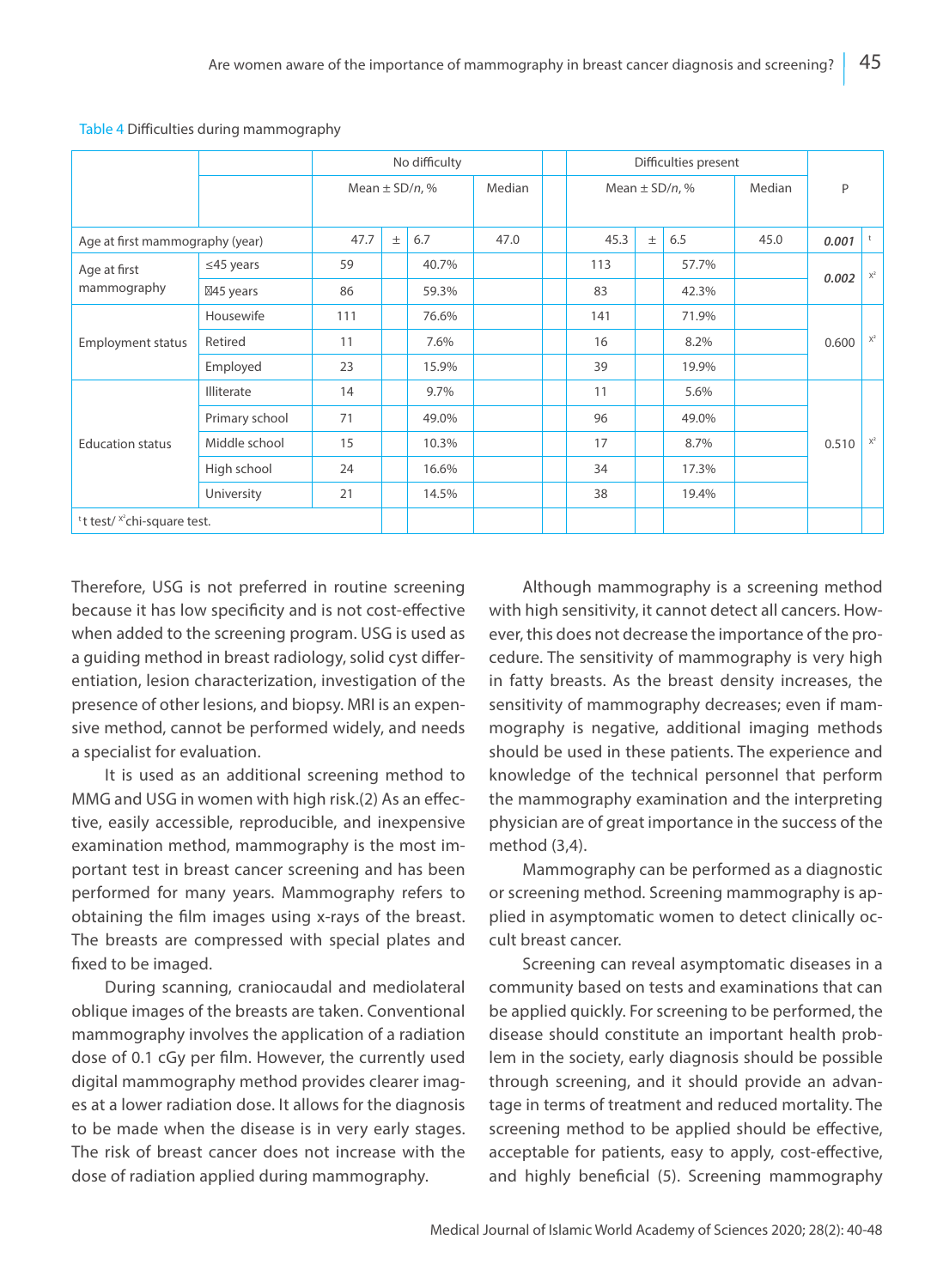Table 4 Difficulties during mammography

| | | No difficulty | | | Difficulties present | | | P | |
|---|---|---|---|---|---|---|---|---|---|
| | | Mean ± SD/*n*, % | | Median | Mean ± SD/*n*, % | | Median | | |
| Age at first mammography (year) | | 47.7 ± | 6.7 | 47.0 | 45.3 ± | 6.5 | 45.0 | ***0.001*** | t |
| Age at first mammography | ≤45 years | 59 | 40.7% | | 113 | 57.7% | | ***0.002*** | $x^2$ |
| | ⊠45 years | 86 | 59.3% | | 83 | 42.3% | | | |
| Employment status | Housewife | 111 | 76.6% | | 141 | 71.9% | | 0.600 | $x^2$ |
| | Retired | 11 | 7.6% | | 16 | 8.2% | | | |
| | Employed | 23 | 15.9% | | 39 | 19.9% | | | |
| Education status | Illiterate | 14 | 9.7% | | 11 | 5.6% | | 0.510 | $x^2$ |
| | Primary school | 71 | 49.0% | | 96 | 49.0% | | | |
| | Middle school | 15 | 10.3% | | 17 | 8.7% | | | |
| | High school | 24 | 16.6% | | 34 | 17.3% | | | |
| | University | 21 | 14.5% | | 38 | 19.4% | | | |

[t] t test/ [$x^2$]chi-square test.

Therefore, USG is not preferred in routine screening because it has low specificity and is not cost-effective when added to the screening program. USG is used as a guiding method in breast radiology, solid cyst differentiation, lesion characterization, investigation of the presence of other lesions, and biopsy. MRI is an expensive method, cannot be performed widely, and needs a specialist for evaluation.

It is used as an additional screening method to MMG and USG in women with high risk.(2) As an effective, easily accessible, reproducible, and inexpensive examination method, mammography is the most important test in breast cancer screening and has been performed for many years. Mammography refers to obtaining the film images using x-rays of the breast. The breasts are compressed with special plates and fixed to be imaged.

During scanning, craniocaudal and mediolateral oblique images of the breasts are taken. Conventional mammography involves the application of a radiation dose of 0.1 cGy per film. However, the currently used digital mammography method provides clearer images at a lower radiation dose. It allows for the diagnosis to be made when the disease is in very early stages. The risk of breast cancer does not increase with the dose of radiation applied during mammography.

Although mammography is a screening method with high sensitivity, it cannot detect all cancers. However, this does not decrease the importance of the procedure. The sensitivity of mammography is very high in fatty breasts. As the breast density increases, the sensitivity of mammography decreases; even if mammography is negative, additional imaging methods should be used in these patients. The experience and knowledge of the technical personnel that perform the mammography examination and the interpreting physician are of great importance in the success of the method (3,4).

Mammography can be performed as a diagnostic or screening method. Screening mammography is applied in asymptomatic women to detect clinically occult breast cancer.

Screening can reveal asymptomatic diseases in a community based on tests and examinations that can be applied quickly. For screening to be performed, the disease should constitute an important health problem in the society, early diagnosis should be possible through screening, and it should provide an advantage in terms of treatment and reduced mortality. The screening method to be applied should be effective, acceptable for patients, easy to apply, cost-effective, and highly beneficial (5). Screening mammography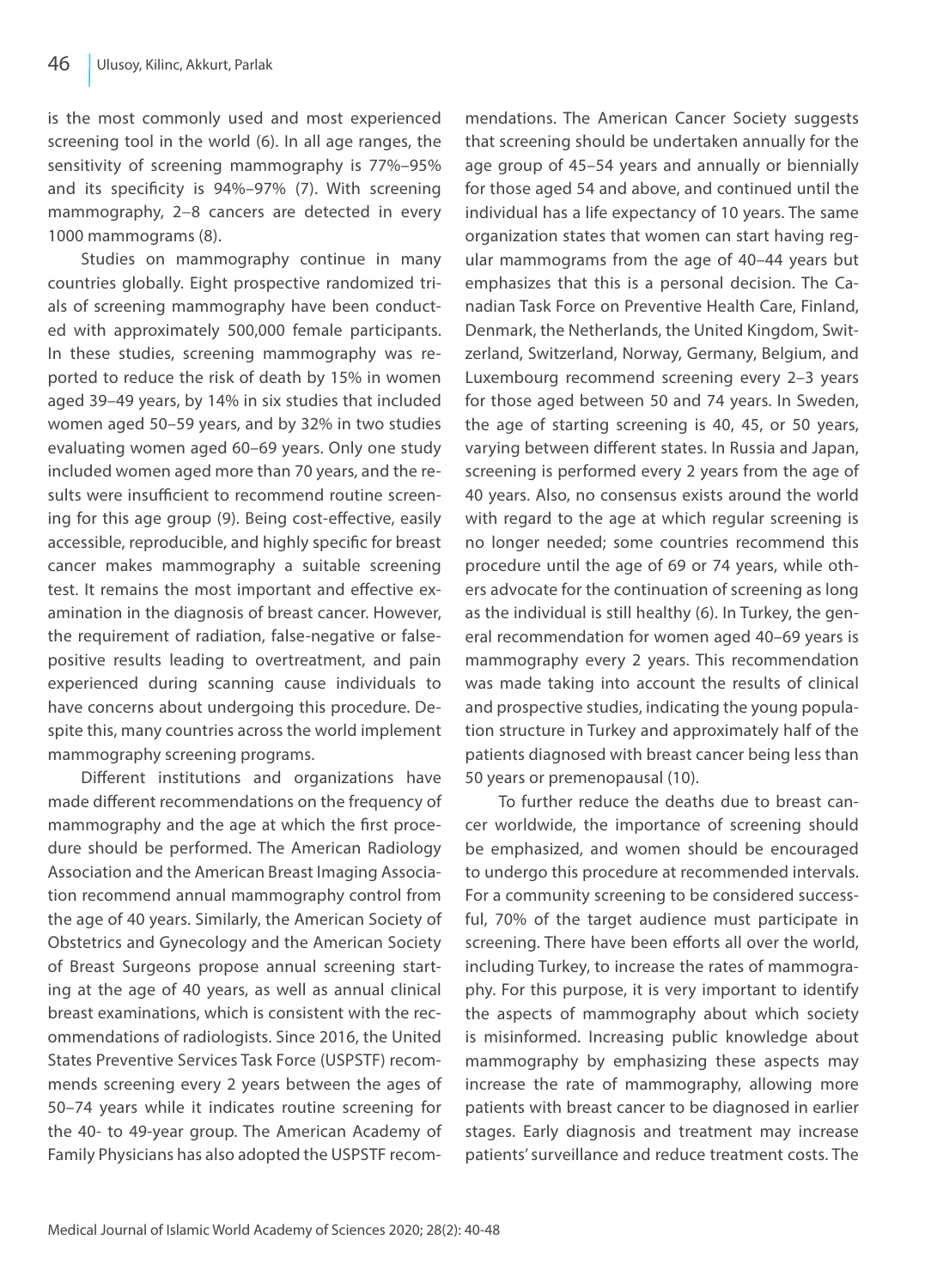is the most commonly used and most experienced screening tool in the world (6). In all age ranges, the sensitivity of screening mammography is 77%–95% and its specificity is 94%–97% (7). With screening mammography, 2–8 cancers are detected in every 1000 mammograms (8).

Studies on mammography continue in many countries globally. Eight prospective randomized trials of screening mammography have been conducted with approximately 500,000 female participants. In these studies, screening mammography was reported to reduce the risk of death by 15% in women aged 39–49 years, by 14% in six studies that included women aged 50–59 years, and by 32% in two studies evaluating women aged 60–69 years. Only one study included women aged more than 70 years, and the results were insufficient to recommend routine screening for this age group (9). Being cost-effective, easily accessible, reproducible, and highly specific for breast cancer makes mammography a suitable screening test. It remains the most important and effective examination in the diagnosis of breast cancer. However, the requirement of radiation, false-negative or false-positive results leading to overtreatment, and pain experienced during scanning cause individuals to have concerns about undergoing this procedure. Despite this, many countries across the world implement mammography screening programs.

Different institutions and organizations have made different recommendations on the frequency of mammography and the age at which the first procedure should be performed. The American Radiology Association and the American Breast Imaging Association recommend annual mammography control from the age of 40 years. Similarly, the American Society of Obstetrics and Gynecology and the American Society of Breast Surgeons propose annual screening starting at the age of 40 years, as well as annual clinical breast examinations, which is consistent with the recommendations of radiologists. Since 2016, the United States Preventive Services Task Force (USPSTF) recommends screening every 2 years between the ages of 50–74 years while it indicates routine screening for the 40- to 49-year group. The American Academy of Family Physicians has also adopted the USPSTF recommendations. The American Cancer Society suggests that screening should be undertaken annually for the age group of 45–54 years and annually or biennially for those aged 54 and above, and continued until the individual has a life expectancy of 10 years. The same organization states that women can start having regular mammograms from the age of 40–44 years but emphasizes that this is a personal decision. The Canadian Task Force on Preventive Health Care, Finland, Denmark, the Netherlands, the United Kingdom, Switzerland, Switzerland, Norway, Germany, Belgium, and Luxembourg recommend screening every 2–3 years for those aged between 50 and 74 years. In Sweden, the age of starting screening is 40, 45, or 50 years, varying between different states. In Russia and Japan, screening is performed every 2 years from the age of 40 years. Also, no consensus exists around the world with regard to the age at which regular screening is no longer needed; some countries recommend this procedure until the age of 69 or 74 years, while others advocate for the continuation of screening as long as the individual is still healthy (6). In Turkey, the general recommendation for women aged 40–69 years is mammography every 2 years. This recommendation was made taking into account the results of clinical and prospective studies, indicating the young population structure in Turkey and approximately half of the patients diagnosed with breast cancer being less than 50 years or premenopausal (10).

To further reduce the deaths due to breast cancer worldwide, the importance of screening should be emphasized, and women should be encouraged to undergo this procedure at recommended intervals. For a community screening to be considered successful, 70% of the target audience must participate in screening. There have been efforts all over the world, including Turkey, to increase the rates of mammography. For this purpose, it is very important to identify the aspects of mammography about which society is misinformed. Increasing public knowledge about mammography by emphasizing these aspects may increase the rate of mammography, allowing more patients with breast cancer to be diagnosed in earlier stages. Early diagnosis and treatment may increase patients' surveillance and reduce treatment costs. The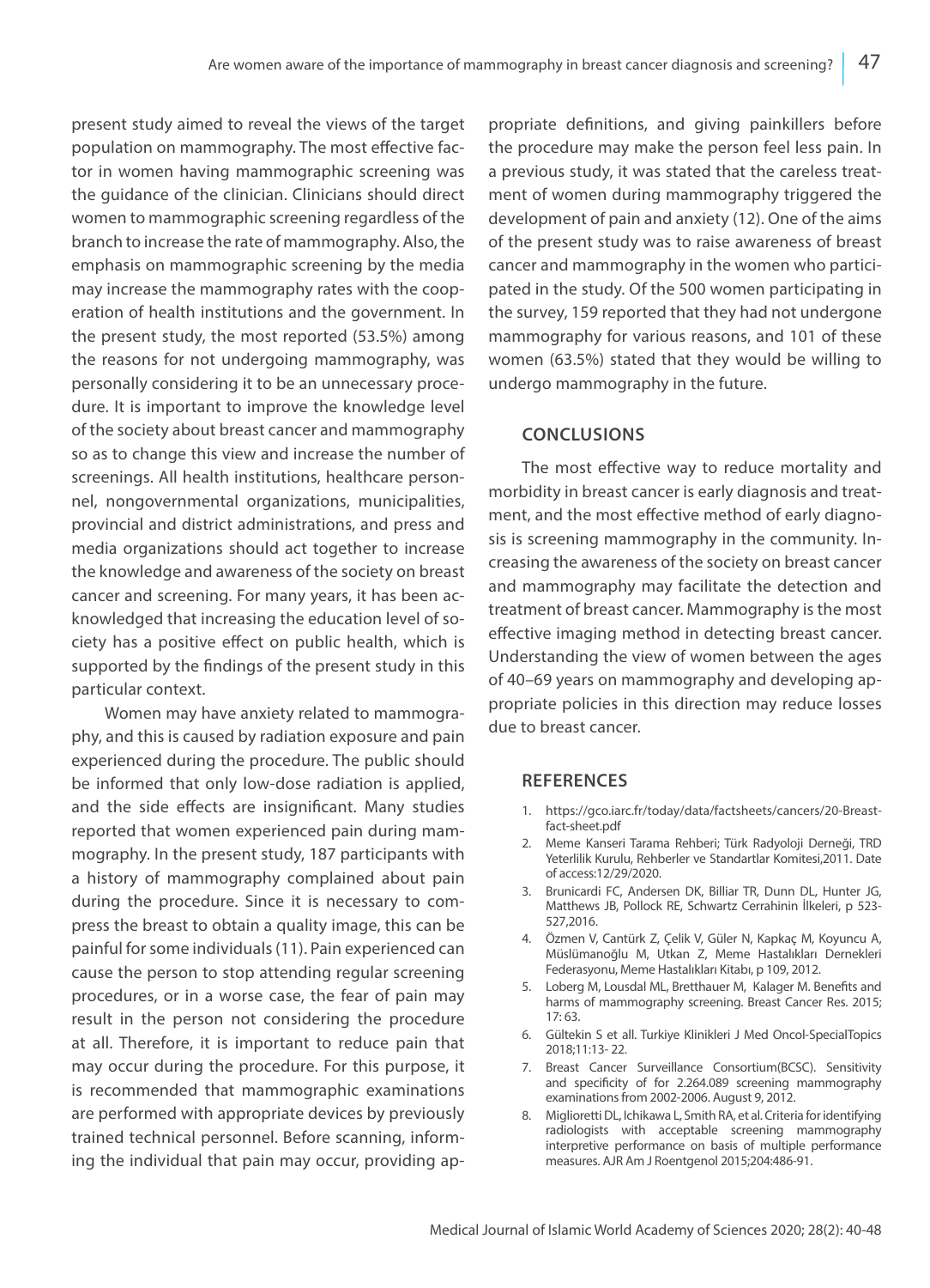present study aimed to reveal the views of the target population on mammography. The most effective factor in women having mammographic screening was the guidance of the clinician. Clinicians should direct women to mammographic screening regardless of the branch to increase the rate of mammography. Also, the emphasis on mammographic screening by the media may increase the mammography rates with the cooperation of health institutions and the government. In the present study, the most reported (53.5%) among the reasons for not undergoing mammography, was personally considering it to be an unnecessary procedure. It is important to improve the knowledge level of the society about breast cancer and mammography so as to change this view and increase the number of screenings. All health institutions, healthcare personnel, nongovernmental organizations, municipalities, provincial and district administrations, and press and media organizations should act together to increase the knowledge and awareness of the society on breast cancer and screening. For many years, it has been acknowledged that increasing the education level of society has a positive effect on public health, which is supported by the findings of the present study in this particular context.

Women may have anxiety related to mammography, and this is caused by radiation exposure and pain experienced during the procedure. The public should be informed that only low-dose radiation is applied, and the side effects are insignificant. Many studies reported that women experienced pain during mammography. In the present study, 187 participants with a history of mammography complained about pain during the procedure. Since it is necessary to compress the breast to obtain a quality image, this can be painful for some individuals (11). Pain experienced can cause the person to stop attending regular screening procedures, or in a worse case, the fear of pain may result in the person not considering the procedure at all. Therefore, it is important to reduce pain that may occur during the procedure. For this purpose, it is recommended that mammographic examinations are performed with appropriate devices by previously trained technical personnel. Before scanning, informing the individual that pain may occur, providing appropriate definitions, and giving painkillers before the procedure may make the person feel less pain. In a previous study, it was stated that the careless treatment of women during mammography triggered the development of pain and anxiety (12). One of the aims of the present study was to raise awareness of breast cancer and mammography in the women who participated in the study. Of the 500 women participating in the survey, 159 reported that they had not undergone mammography for various reasons, and 101 of these women (63.5%) stated that they would be willing to undergo mammography in the future.

## CONCLUSIONS

The most effective way to reduce mortality and morbidity in breast cancer is early diagnosis and treatment, and the most effective method of early diagnosis is screening mammography in the community. Increasing the awareness of the society on breast cancer and mammography may facilitate the detection and treatment of breast cancer. Mammography is the most effective imaging method in detecting breast cancer. Understanding the view of women between the ages of 40–69 years on mammography and developing appropriate policies in this direction may reduce losses due to breast cancer.

## REFERENCES

1. https://gco.iarc.fr/today/data/factsheets/cancers/20-Breast-fact-sheet.pdf
2. Meme Kanseri Tarama Rehberi; Türk Radyoloji Derneği, TRD Yeterlilik Kurulu, Rehberler ve Standartlar Komitesi,2011. Date of access:12/29/2020.
3. Brunicardi FC, Andersen DK, Billiar TR, Dunn DL, Hunter JG, Matthews JB, Pollock RE, Schwartz Cerrahinin İlkeleri, p 523-527,2016.
4. Özmen V, Cantürk Z, Çelik V, Güler N, Kapkaç M, Koyuncu A, Müslümanoğlu M, Utkan Z, Meme Hastalıkları Dernekleri Federasyonu, Meme Hastalıkları Kitabı, p 109, 2012.
5. Loberg M, Lousdal ML, Bretthauer M, Kalager M. Benefits and harms of mammography screening. Breast Cancer Res. 2015; 17: 63.
6. Gültekin S et all. Turkiye Klinikleri J Med Oncol-SpecialTopics 2018;11:13- 22.
7. Breast Cancer Surveillance Consortium(BCSC). Sensitivity and specificity of for 2.264.089 screening mammography examinations from 2002-2006. August 9, 2012.
8. Miglioretti DL, Ichikawa L, Smith RA, et al. Criteria for identifying radiologists with acceptable screening mammography interpretive performance on basis of multiple performance measures. AJR Am J Roentgenol 2015;204:486-91.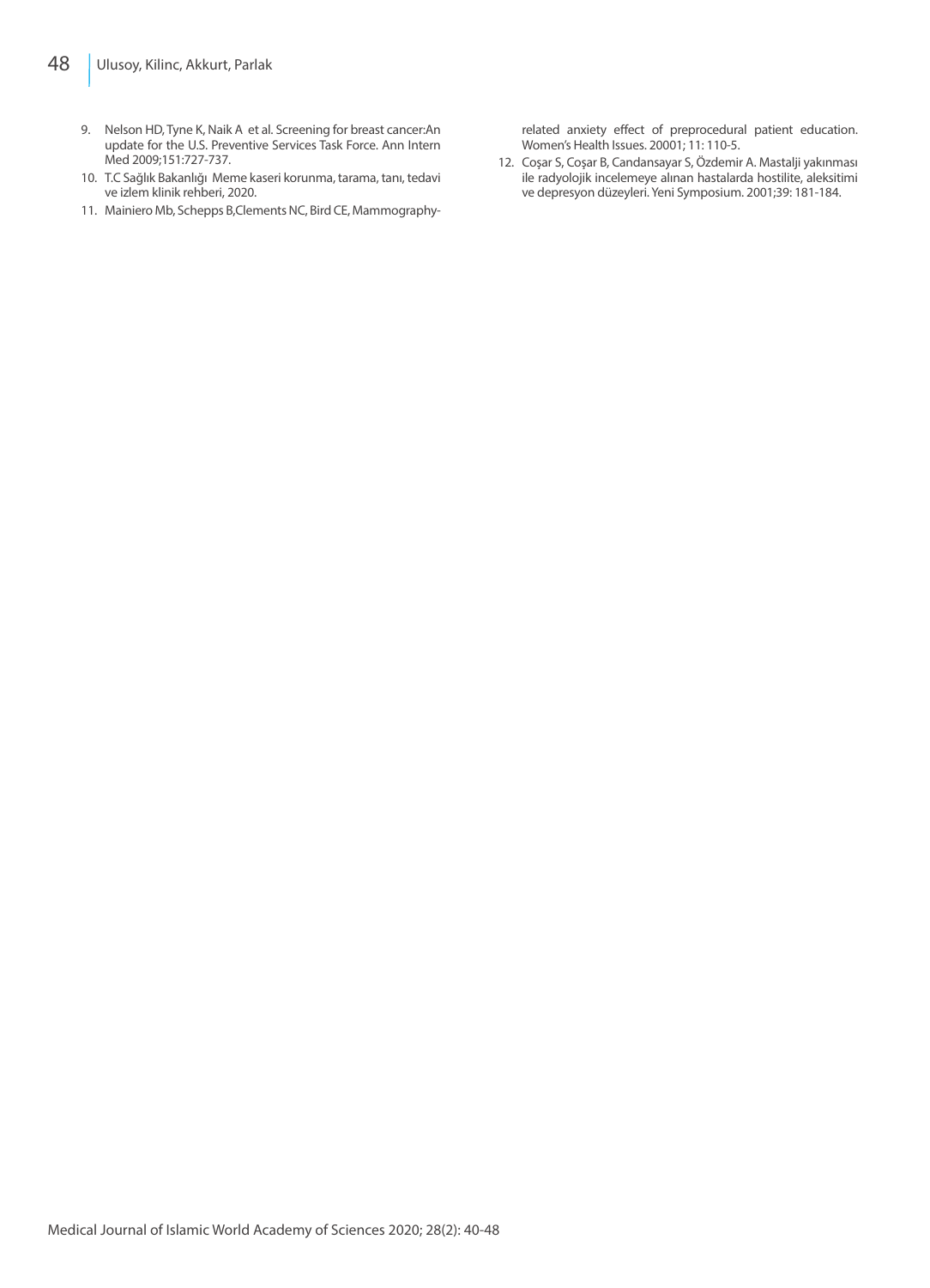9. Nelson HD, Tyne K, Naik A et al. Screening for breast cancer:An update for the U.S. Preventive Services Task Force. Ann Intern Med 2009;151:727-737.
10. T.C Sağlık Bakanlığı Meme kaseri korunma, tarama, tanı, tedavi ve izlem klinik rehberi, 2020.
11. Mainiero Mb, Schepps B,Clements NC, Bird CE, Mammography-related anxiety effect of preprocedural patient education. Women's Health Issues. 20001; 11: 110-5.
12. Coşar S, Coşar B, Candansayar S, Özdemir A. Mastalji yakınması ile radyolojik incelemeye alınan hastalarda hostilite, aleksitimi ve depresyon düzeyleri. Yeni Symposium. 2001;39: 181-184.